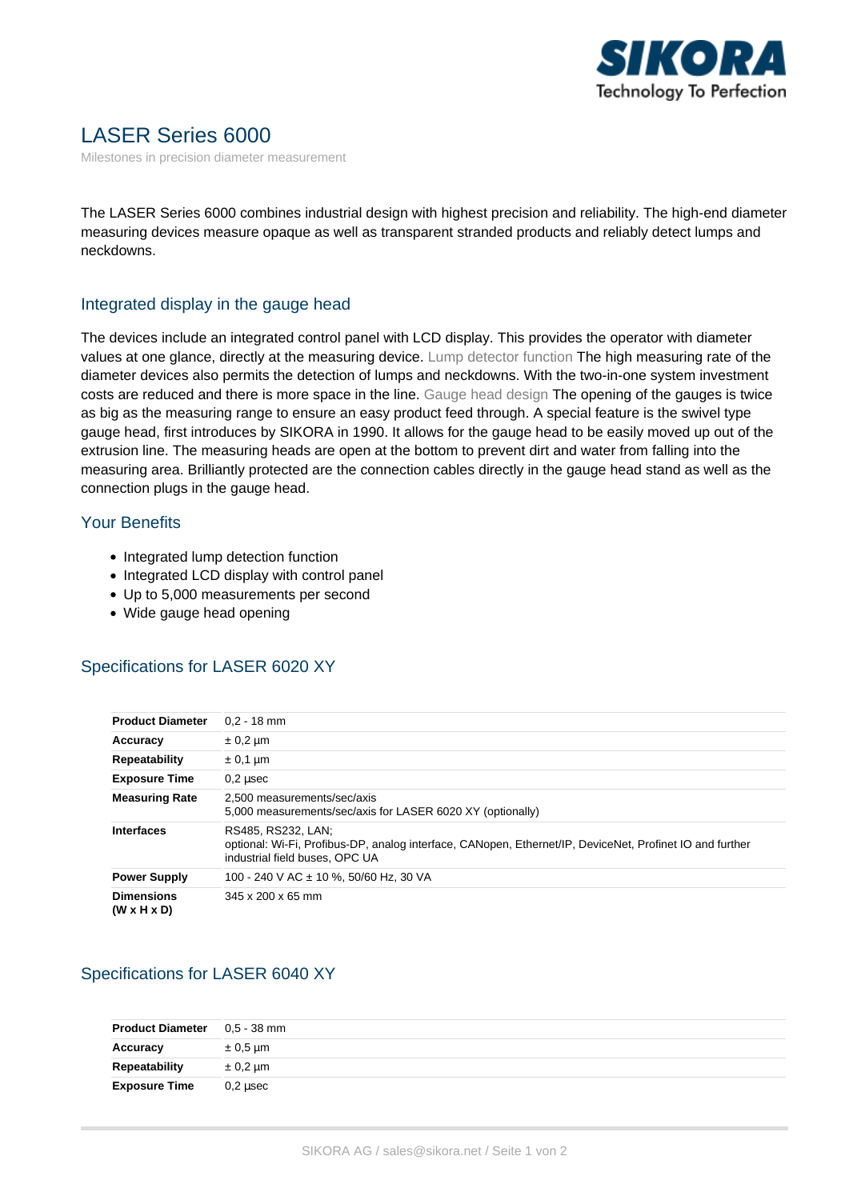# LASER Series 6000

Milestones in precision diameter measurement

The LASER Series 6000 combines industrial design with highest precision and reliability. The high-end diameter measuring devices measure opaque as well as transparent stranded products and reliably detect lumps and neckdowns.

## Integrated display in the gauge head

The devices include an integrated control panel with LCD display. This provides the operator with diameter values at one glance, directly at the measuring device. Lump detector function The high measuring rate of the diameter devices also permits the detection of lumps and neckdowns. With the two-in-one system investment costs are reduced and there is more space in the line. Gauge head design The opening of the gauges is twice as big as the measuring range to ensure an easy product feed through. A special feature is the swivel type gauge head, first introduces by SIKORA in 1990. It allows for the gauge head to be easily moved up out of the extrusion line. The measuring heads are open at the bottom to prevent dirt and water from falling into the measuring area. Brilliantly protected are the connection cables directly in the gauge head stand as well as the connection plugs in the gauge head.

## Your Benefits

- Integrated lump detection function
- Integrated LCD display with control panel
- Up to 5,000 measurements per second
- Wide gauge head opening

## Specifications for LASER 6020 XY

| | |
|---|---|
| **Product Diameter** | 0,2 - 18 mm |
| **Accuracy** | ± 0,2 µm |
| **Repeatability** | ± 0,1 µm |
| **Exposure Time** | 0,2 µsec |
| **Measuring Rate** | 2,500 measurements/sec/axis<br>5,000 measurements/sec/axis for LASER 6020 XY (optionally) |
| **Interfaces** | RS485, RS232, LAN;<br>optional: Wi-Fi, Profibus-DP, analog interface, CANopen, Ethernet/IP, DeviceNet, Profinet IO and further industrial field buses, OPC UA |
| **Power Supply** | 100 - 240 V AC ± 10 %, 50/60 Hz, 30 VA |
| **Dimensions (W x H x D)** | 345 x 200 x 65 mm |

## Specifications for LASER 6040 XY

| | |
|---|---|
| **Product Diameter** | 0,5 - 38 mm |
| **Accuracy** | ± 0,5 µm |
| **Repeatability** | ± 0,2 µm |
| **Exposure Time** | 0,2 µsec |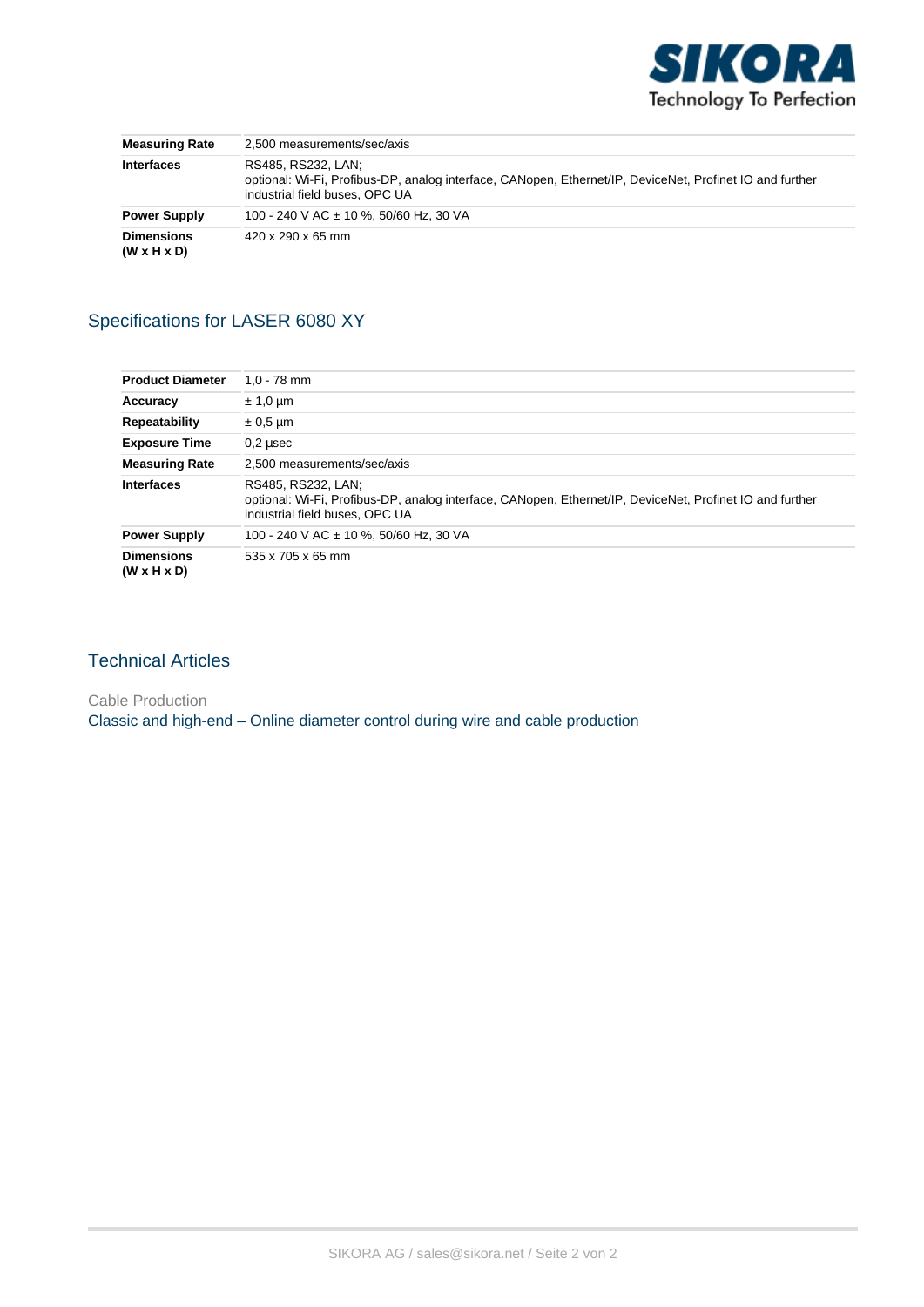| | |
|---|---|
| **Measuring Rate** | 2,500 measurements/sec/axis |
| **Interfaces** | RS485, RS232, LAN;<br>optional: Wi-Fi, Profibus-DP, analog interface, CANopen, Ethernet/IP, DeviceNet, Profinet IO and further industrial field buses, OPC UA |
| **Power Supply** | 100 - 240 V AC ± 10 %, 50/60 Hz, 30 VA |
| **Dimensions (W x H x D)** | 420 x 290 x 65 mm |

## Specifications for LASER 6080 XY

| | |
|---|---|
| **Product Diameter** | 1,0 - 78 mm |
| **Accuracy** | ± 1,0 µm |
| **Repeatability** | ± 0,5 µm |
| **Exposure Time** | 0,2 µsec |
| **Measuring Rate** | 2,500 measurements/sec/axis |
| **Interfaces** | RS485, RS232, LAN;<br>optional: Wi-Fi, Profibus-DP, analog interface, CANopen, Ethernet/IP, DeviceNet, Profinet IO and further industrial field buses, OPC UA |
| **Power Supply** | 100 - 240 V AC ± 10 %, 50/60 Hz, 30 VA |
| **Dimensions (W x H x D)** | 535 x 705 x 65 mm |

## Technical Articles

Cable Production

Classic and high-end – Online diameter control during wire and cable production